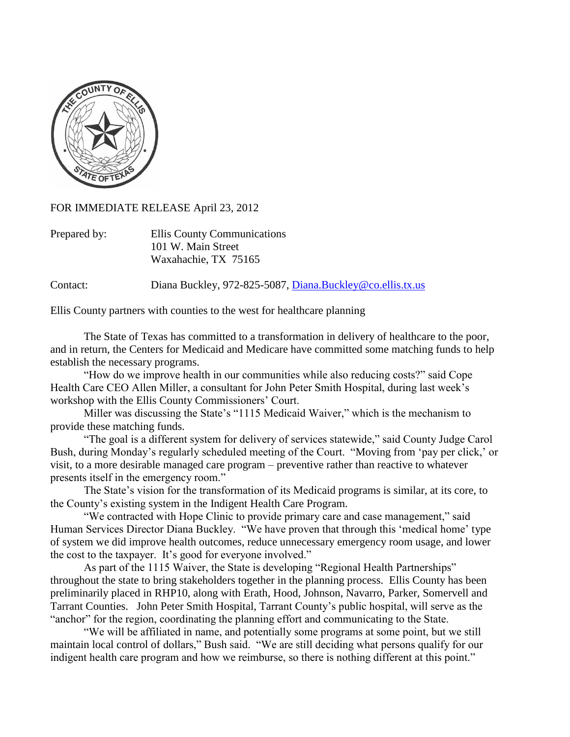FOR IMMEDIATE RELEASE April 23, 2012

Prepared by: Ellis County Communications
101 W. Main Street
Waxahachie, TX 75165

Contact: Diana Buckley, 972-825-5087, Diana.Buckley@co.ellis.tx.us

Ellis County partners with counties to the west for healthcare planning

The State of Texas has committed to a transformation in delivery of healthcare to the poor, and in return, the Centers for Medicaid and Medicare have committed some matching funds to help establish the necessary programs.

"How do we improve health in our communities while also reducing costs?" said Cope Health Care CEO Allen Miller, a consultant for John Peter Smith Hospital, during last week's workshop with the Ellis County Commissioners' Court.

Miller was discussing the State's "1115 Medicaid Waiver," which is the mechanism to provide these matching funds.

"The goal is a different system for delivery of services statewide," said County Judge Carol Bush, during Monday's regularly scheduled meeting of the Court. "Moving from 'pay per click,' or visit, to a more desirable managed care program – preventive rather than reactive to whatever presents itself in the emergency room."

The State's vision for the transformation of its Medicaid programs is similar, at its core, to the County's existing system in the Indigent Health Care Program.

"We contracted with Hope Clinic to provide primary care and case management," said Human Services Director Diana Buckley. "We have proven that through this 'medical home' type of system we did improve health outcomes, reduce unnecessary emergency room usage, and lower the cost to the taxpayer. It's good for everyone involved."

As part of the 1115 Waiver, the State is developing "Regional Health Partnerships" throughout the state to bring stakeholders together in the planning process. Ellis County has been preliminarily placed in RHP10, along with Erath, Hood, Johnson, Navarro, Parker, Somervell and Tarrant Counties. John Peter Smith Hospital, Tarrant County's public hospital, will serve as the "anchor" for the region, coordinating the planning effort and communicating to the State.

"We will be affiliated in name, and potentially some programs at some point, but we still maintain local control of dollars," Bush said. "We are still deciding what persons qualify for our indigent health care program and how we reimburse, so there is nothing different at this point."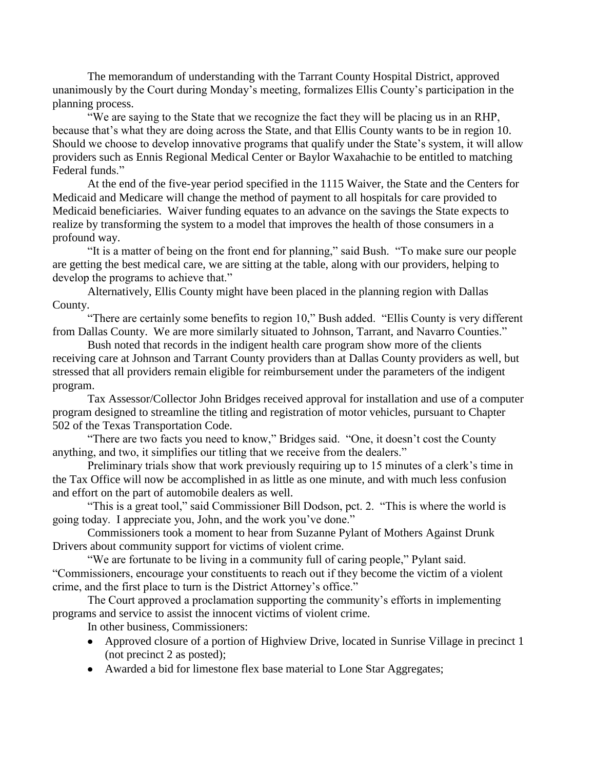The memorandum of understanding with the Tarrant County Hospital District, approved unanimously by the Court during Monday's meeting, formalizes Ellis County's participation in the planning process.

"We are saying to the State that we recognize the fact they will be placing us in an RHP, because that's what they are doing across the State, and that Ellis County wants to be in region 10. Should we choose to develop innovative programs that qualify under the State's system, it will allow providers such as Ennis Regional Medical Center or Baylor Waxahachie to be entitled to matching Federal funds."

At the end of the five-year period specified in the 1115 Waiver, the State and the Centers for Medicaid and Medicare will change the method of payment to all hospitals for care provided to Medicaid beneficiaries. Waiver funding equates to an advance on the savings the State expects to realize by transforming the system to a model that improves the health of those consumers in a profound way.

"It is a matter of being on the front end for planning," said Bush. "To make sure our people are getting the best medical care, we are sitting at the table, along with our providers, helping to develop the programs to achieve that."

Alternatively, Ellis County might have been placed in the planning region with Dallas County.

"There are certainly some benefits to region 10," Bush added. "Ellis County is very different from Dallas County. We are more similarly situated to Johnson, Tarrant, and Navarro Counties."

Bush noted that records in the indigent health care program show more of the clients receiving care at Johnson and Tarrant County providers than at Dallas County providers as well, but stressed that all providers remain eligible for reimbursement under the parameters of the indigent program.

Tax Assessor/Collector John Bridges received approval for installation and use of a computer program designed to streamline the titling and registration of motor vehicles, pursuant to Chapter 502 of the Texas Transportation Code.

"There are two facts you need to know," Bridges said. "One, it doesn't cost the County anything, and two, it simplifies our titling that we receive from the dealers."

Preliminary trials show that work previously requiring up to 15 minutes of a clerk's time in the Tax Office will now be accomplished in as little as one minute, and with much less confusion and effort on the part of automobile dealers as well.

"This is a great tool," said Commissioner Bill Dodson, pct. 2. "This is where the world is going today. I appreciate you, John, and the work you've done."

Commissioners took a moment to hear from Suzanne Pylant of Mothers Against Drunk Drivers about community support for victims of violent crime.

"We are fortunate to be living in a community full of caring people," Pylant said. "Commissioners, encourage your constituents to reach out if they become the victim of a violent crime, and the first place to turn is the District Attorney's office."

The Court approved a proclamation supporting the community's efforts in implementing programs and service to assist the innocent victims of violent crime.

In other business, Commissioners:

- Approved closure of a portion of Highview Drive, located in Sunrise Village in precinct 1 (not precinct 2 as posted);
- Awarded a bid for limestone flex base material to Lone Star Aggregates;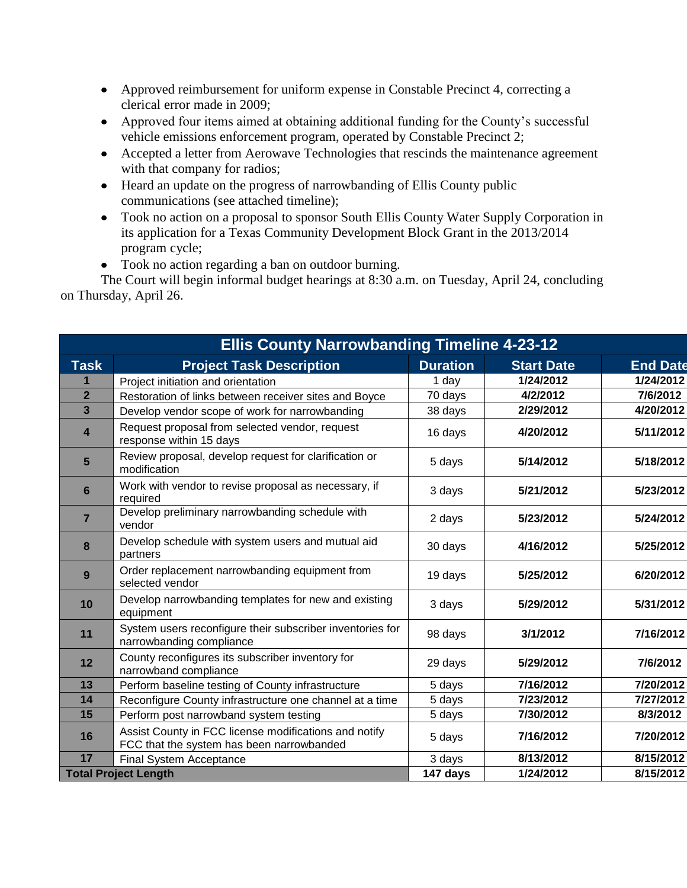- Approved reimbursement for uniform expense in Constable Precinct 4, correcting a clerical error made in 2009;
- Approved four items aimed at obtaining additional funding for the County's successful vehicle emissions enforcement program, operated by Constable Precinct 2;
- Accepted a letter from Aerowave Technologies that rescinds the maintenance agreement with that company for radios;
- Heard an update on the progress of narrowbanding of Ellis County public communications (see attached timeline);
- Took no action on a proposal to sponsor South Ellis County Water Supply Corporation in its application for a Texas Community Development Block Grant in the 2013/2014 program cycle;
- Took no action regarding a ban on outdoor burning.

The Court will begin informal budget hearings at 8:30 a.m. on Tuesday, April 24, concluding on Thursday, April 26.

**Ellis County Narrowbanding Timeline 4-23-12**

| Task | Project Task Description | Duration | Start Date | End Date |
|---|---|---|---|---|
| 1 | Project initiation and orientation | 1 day | 1/24/2012 | 1/24/2012 |
| 2 | Restoration of links between receiver sites and Boyce | 70 days | 4/2/2012 | 7/6/2012 |
| 3 | Develop vendor scope of work for narrowbanding | 38 days | 2/29/2012 | 4/20/2012 |
| 4 | Request proposal from selected vendor, request response within 15 days | 16 days | 4/20/2012 | 5/11/2012 |
| 5 | Review proposal, develop request for clarification or modification | 5 days | 5/14/2012 | 5/18/2012 |
| 6 | Work with vendor to revise proposal as necessary, if required | 3 days | 5/21/2012 | 5/23/2012 |
| 7 | Develop preliminary narrowbanding schedule with vendor | 2 days | 5/23/2012 | 5/24/2012 |
| 8 | Develop schedule with system users and mutual aid partners | 30 days | 4/16/2012 | 5/25/2012 |
| 9 | Order replacement narrowbanding equipment from selected vendor | 19 days | 5/25/2012 | 6/20/2012 |
| 10 | Develop narrowbanding templates for new and existing equipment | 3 days | 5/29/2012 | 5/31/2012 |
| 11 | System users reconfigure their subscriber inventories for narrowbanding compliance | 98 days | 3/1/2012 | 7/16/2012 |
| 12 | County reconfigures its subscriber inventory for narrowband compliance | 29 days | 5/29/2012 | 7/6/2012 |
| 13 | Perform baseline testing of County infrastructure | 5 days | 7/16/2012 | 7/20/2012 |
| 14 | Reconfigure County infrastructure one channel at a time | 5 days | 7/23/2012 | 7/27/2012 |
| 15 | Perform post narrowband system testing | 5 days | 7/30/2012 | 8/3/2012 |
| 16 | Assist County in FCC license modifications and notify FCC that the system has been narrowbanded | 5 days | 7/16/2012 | 7/20/2012 |
| 17 | Final System Acceptance | 3 days | 8/13/2012 | 8/15/2012 |
| **Total Project Length** | | **147 days** | **1/24/2012** | **8/15/2012** |